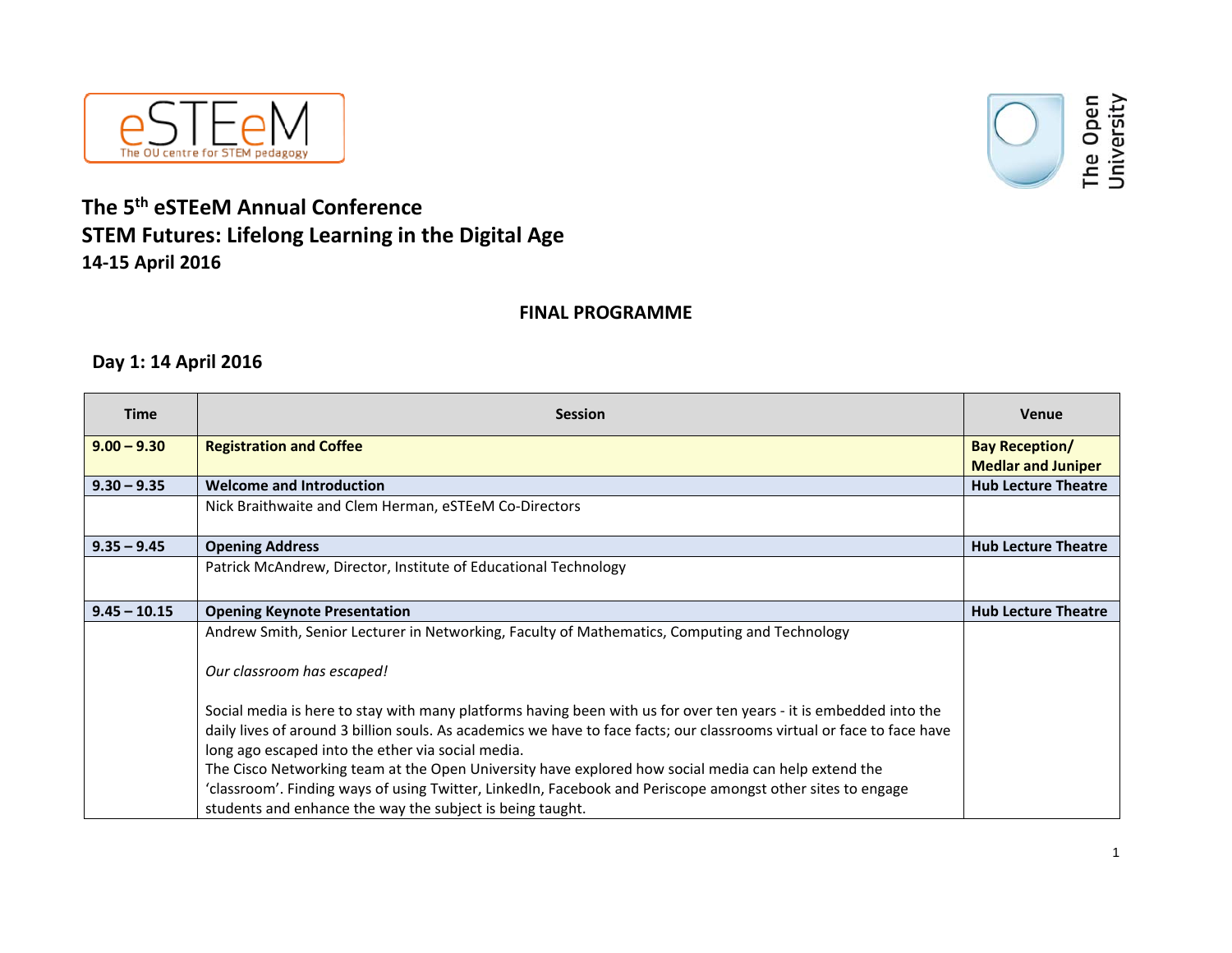eSTEeM
The OU centre for STEM pedagogy

The Open University

# The 5th eSTEeM Annual Conference
# STEM Futures: Lifelong Learning in the Digital Age
### 14-15 April 2016

## FINAL PROGRAMME

## Day 1: 14 April 2016

| Time | Session | Venue |
|---|---|---|
| **9.00 – 9.30** | **Registration and Coffee** | **Bay Reception/ Medlar and Juniper** |
| **9.30 – 9.35** | **Welcome and Introduction** | **Hub Lecture Theatre** |
| | Nick Braithwaite and Clem Herman, eSTEeM Co-Directors | |
| **9.35 – 9.45** | **Opening Address** | **Hub Lecture Theatre** |
| | Patrick McAndrew, Director, Institute of Educational Technology | |
| **9.45 – 10.15** | **Opening Keynote Presentation** | **Hub Lecture Theatre** |
| | Andrew Smith, Senior Lecturer in Networking, Faculty of Mathematics, Computing and Technology<br><br>*Our classroom has escaped!*<br><br>Social media is here to stay with many platforms having been with us for over ten years - it is embedded into the daily lives of around 3 billion souls. As academics we have to face facts; our classrooms virtual or face to face have long ago escaped into the ether via social media.<br>The Cisco Networking team at the Open University have explored how social media can help extend the 'classroom'. Finding ways of using Twitter, LinkedIn, Facebook and Periscope amongst other sites to engage students and enhance the way the subject is being taught. | |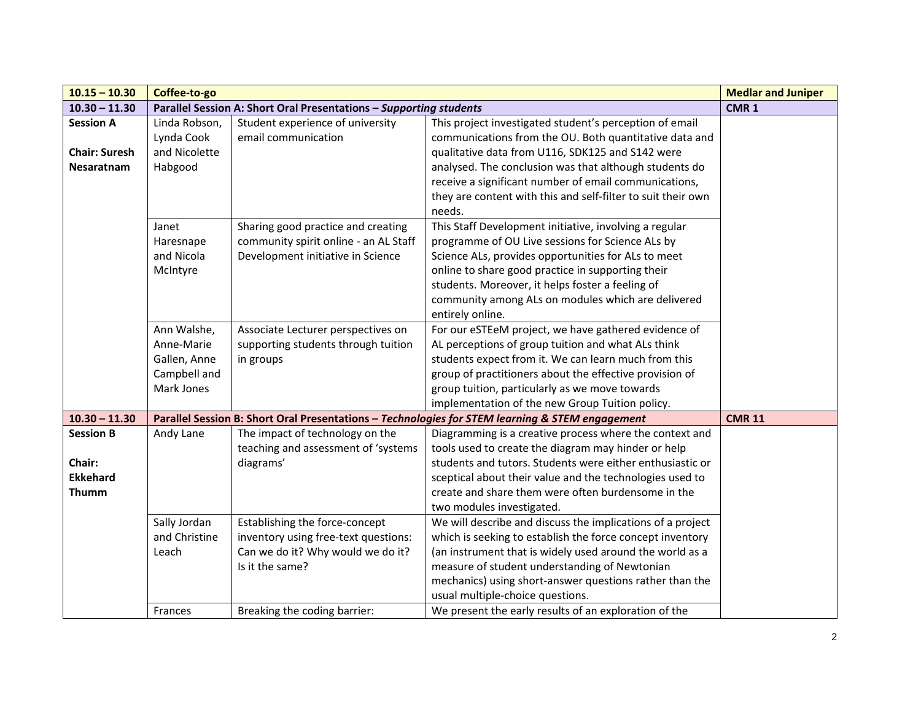| 10.15 – 10.30 | Coffee-to-go | | | Medlar and Juniper |
|---|---|---|---|---|
| **10.30 – 11.30** | **Parallel Session A: Short Oral Presentations – *Supporting students*** | | | **CMR 1** |
| **Session A**<br><br>**Chair: Suresh Nesaratnam** | Linda Robson, Lynda Cook and Nicolette Habgood | Student experience of university email communication | This project investigated student's perception of email communications from the OU. Both quantitative data and qualitative data from U116, SDK125 and S142 were analysed. The conclusion was that although students do receive a significant number of email communications, they are content with this and self-filter to suit their own needs. | |
| | Janet Haresnape and Nicola McIntyre | Sharing good practice and creating community spirit online - an AL Staff Development initiative in Science | This Staff Development initiative, involving a regular programme of OU Live sessions for Science ALs by Science ALs, provides opportunities for ALs to meet online to share good practice in supporting their students. Moreover, it helps foster a feeling of community among ALs on modules which are delivered entirely online. | |
| | Ann Walshe, Anne-Marie Gallen, Anne Campbell and Mark Jones | Associate Lecturer perspectives on supporting students through tuition in groups | For our eSTEeM project, we have gathered evidence of AL perceptions of group tuition and what ALs think students expect from it. We can learn much from this group of practitioners about the effective provision of group tuition, particularly as we move towards implementation of the new Group Tuition policy. | |
| **10.30 – 11.30** | **Parallel Session B: Short Oral Presentations – *Technologies for STEM learning & STEM engagement*** | | | **CMR 11** |
| **Session B**<br><br>**Chair: Ekkehard Thumm** | Andy Lane | The impact of technology on the teaching and assessment of 'systems diagrams' | Diagramming is a creative process where the context and tools used to create the diagram may hinder or help students and tutors. Students were either enthusiastic or sceptical about their value and the technologies used to create and share them were often burdensome in the two modules investigated. | |
| | Sally Jordan and Christine Leach | Establishing the force-concept inventory using free-text questions: Can we do it? Why would we do it? Is it the same? | We will describe and discuss the implications of a project which is seeking to establish the force concept inventory (an instrument that is widely used around the world as a measure of student understanding of Newtonian mechanics) using short-answer questions rather than the usual multiple-choice questions. | |
| | Frances | Breaking the coding barrier: | We present the early results of an exploration of the | |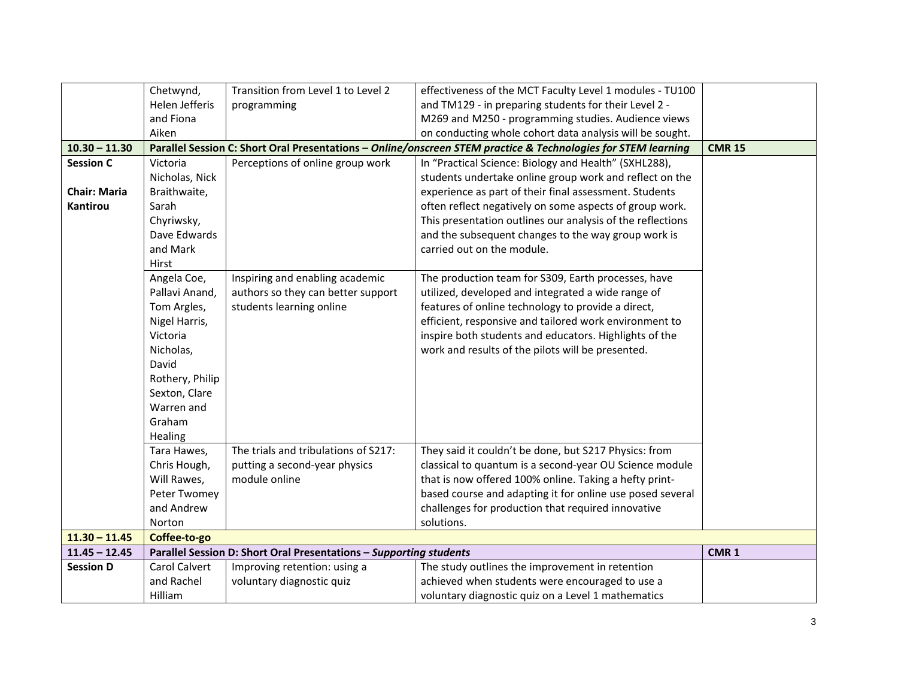| | | | | |
|---|---|---|---|---|
| | Chetwynd, Helen Jefferis and Fiona Aiken | Transition from Level 1 to Level 2 programming | effectiveness of the MCT Faculty Level 1 modules - TU100 and TM129 - in preparing students for their Level 2 - M269 and M250 - programming studies. Audience views on conducting whole cohort data analysis will be sought. | |
| **10.30 – 11.30** | **Parallel Session C: Short Oral Presentations – *Online/onscreen STEM practice & Technologies for STEM learning*** | | | **CMR 15** |
| **Session C** <br><br> **Chair: Maria Kantirou** | Victoria Nicholas, Nick Braithwaite, Sarah Chyriwsky, Dave Edwards and Mark Hirst | Perceptions of online group work | In "Practical Science: Biology and Health" (SXHL288), students undertake online group work and reflect on the experience as part of their final assessment. Students often reflect negatively on some aspects of group work. This presentation outlines our analysis of the reflections and the subsequent changes to the way group work is carried out on the module. | |
| | Angela Coe, Pallavi Anand, Tom Argles, Nigel Harris, Victoria Nicholas, David Rothery, Philip Sexton, Clare Warren and Graham Healing | Inspiring and enabling academic authors so they can better support students learning online | The production team for S309, Earth processes, have utilized, developed and integrated a wide range of features of online technology to provide a direct, efficient, responsive and tailored work environment to inspire both students and educators. Highlights of the work and results of the pilots will be presented. | |
| | Tara Hawes, Chris Hough, Will Rawes, Peter Twomey and Andrew Norton | The trials and tribulations of S217: putting a second-year physics module online | They said it couldn't be done, but S217 Physics: from classical to quantum is a second-year OU Science module that is now offered 100% online. Taking a hefty print-based course and adapting it for online use posed several challenges for production that required innovative solutions. | |
| **11.30 – 11.45** | **Coffee-to-go** | | | |
| **11.45 – 12.45** | **Parallel Session D: Short Oral Presentations – *Supporting students*** | | | **CMR 1** |
| **Session D** | Carol Calvert and Rachel Hilliam | Improving retention: using a voluntary diagnostic quiz | The study outlines the improvement in retention achieved when students were encouraged to use a voluntary diagnostic quiz on a Level 1 mathematics | |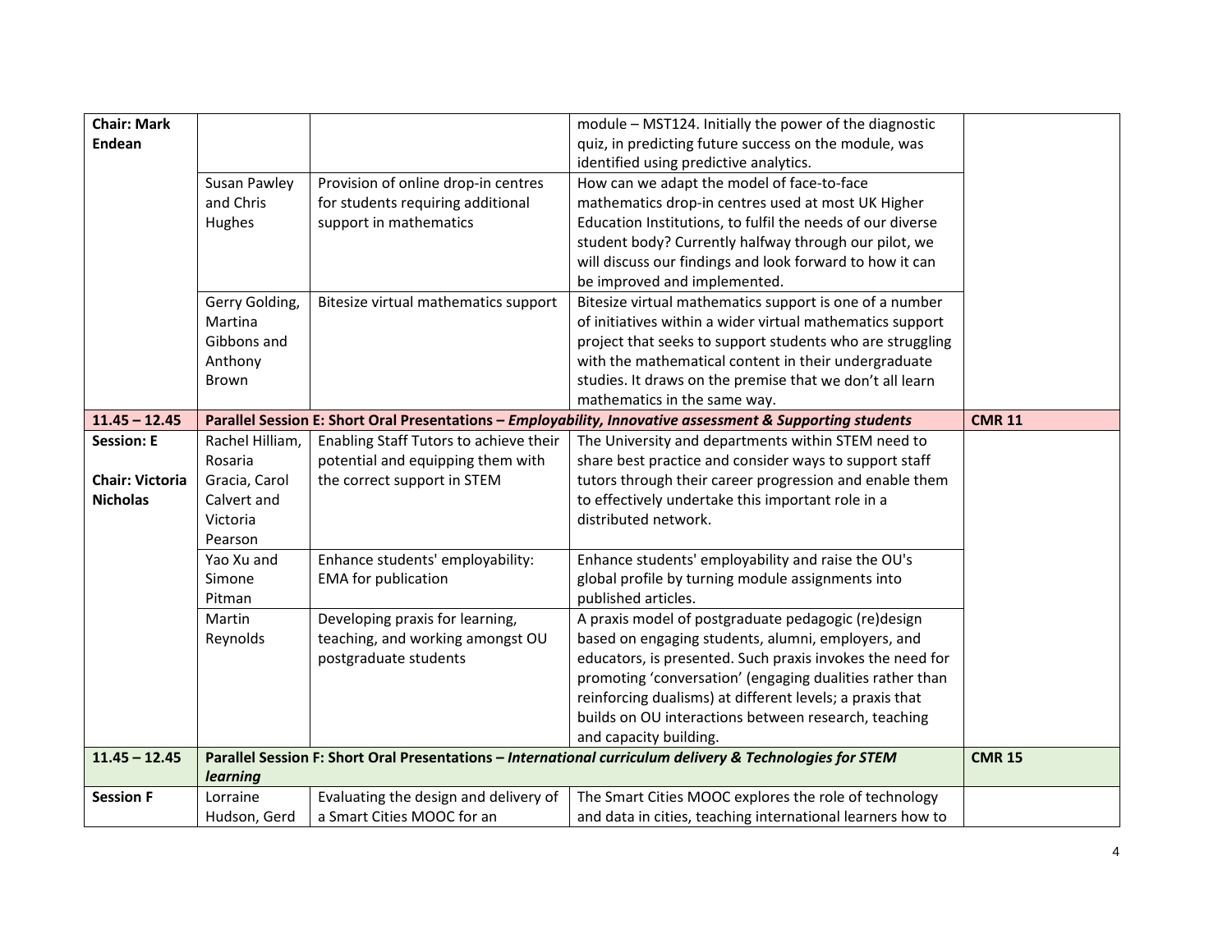| | | | | |
|---|---|---|---|---|
| **Chair: Mark Endean** | | | module – MST124. Initially the power of the diagnostic quiz, in predicting future success on the module, was identified using predictive analytics. | |
| | Susan Pawley and Chris Hughes | Provision of online drop-in centres for students requiring additional support in mathematics | How can we adapt the model of face-to-face mathematics drop-in centres used at most UK Higher Education Institutions, to fulfil the needs of our diverse student body? Currently halfway through our pilot, we will discuss our findings and look forward to how it can be improved and implemented. | |
| | Gerry Golding, Martina Gibbons and Anthony Brown | Bitesize virtual mathematics support | Bitesize virtual mathematics support is one of a number of initiatives within a wider virtual mathematics support project that seeks to support students who are struggling with the mathematical content in their undergraduate studies. It draws on the premise that we don't all learn mathematics in the same way. | |
| **11.45 – 12.45** | **Parallel Session E: Short Oral Presentations – *Employability, Innovative assessment & Supporting students*** | | | **CMR 11** |
| **Session: E**<br><br>**Chair: Victoria Nicholas** | Rachel Hilliam, Rosaria Gracia, Carol Calvert and Victoria Pearson | Enabling Staff Tutors to achieve their potential and equipping them with the correct support in STEM | The University and departments within STEM need to share best practice and consider ways to support staff tutors through their career progression and enable them to effectively undertake this important role in a distributed network. | |
| | Yao Xu and Simone Pitman | Enhance students' employability: EMA for publication | Enhance students' employability and raise the OU's global profile by turning module assignments into published articles. | |
| | Martin Reynolds | Developing praxis for learning, teaching, and working amongst OU postgraduate students | A praxis model of postgraduate pedagogic (re)design based on engaging students, alumni, employers, and educators, is presented. Such praxis invokes the need for promoting 'conversation' (engaging dualities rather than reinforcing dualisms) at different levels; a praxis that builds on OU interactions between research, teaching and capacity building. | |
| **11.45 – 12.45** | **Parallel Session F: Short Oral Presentations – *International curriculum delivery & Technologies for STEM learning*** | | | **CMR 15** |
| **Session F** | Lorraine Hudson, Gerd | Evaluating the design and delivery of a Smart Cities MOOC for an | The Smart Cities MOOC explores the role of technology and data in cities, teaching international learners how to | |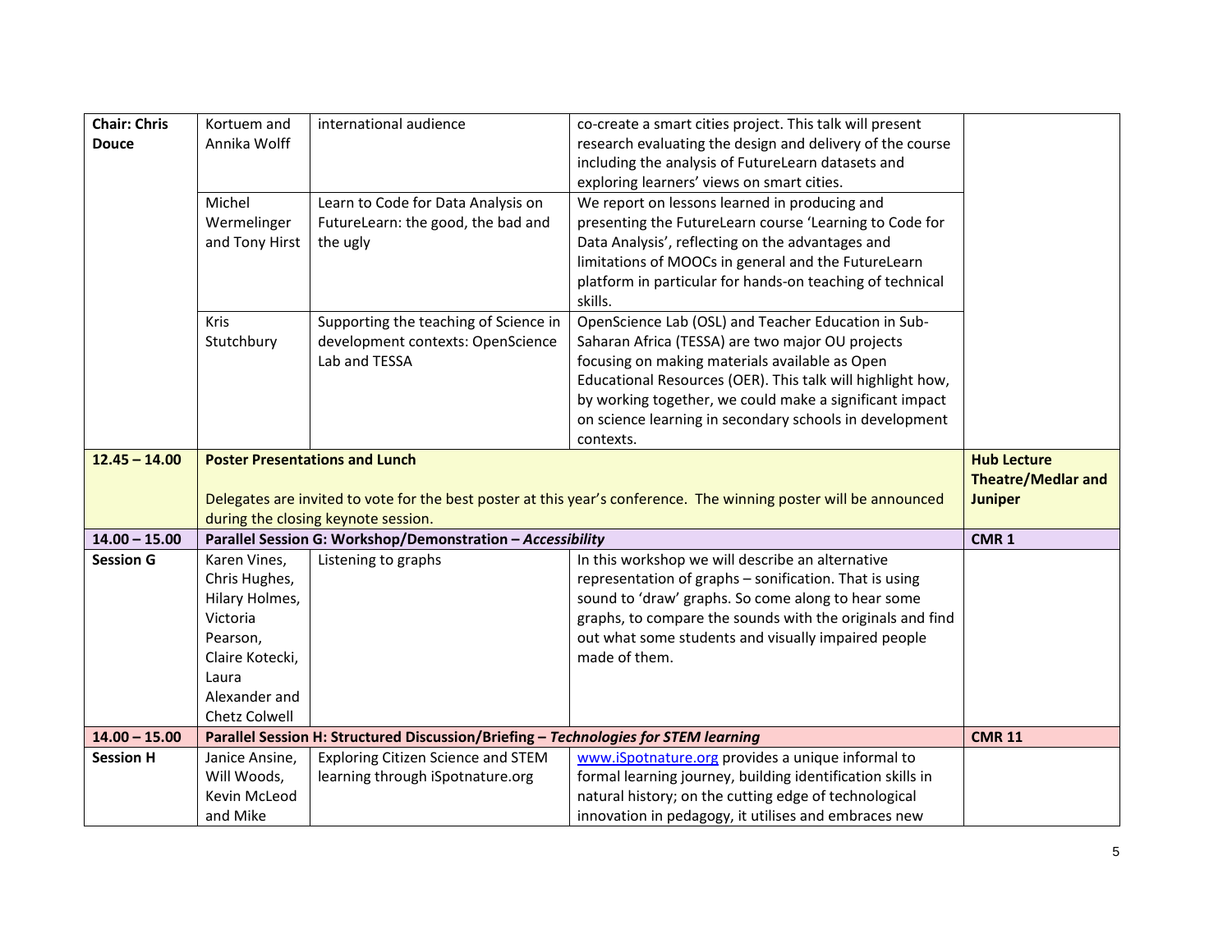| | | | | |
|---|---|---|---|---|
| **Chair: Chris Douce** | Kortuem and Annika Wolff | international audience | co-create a smart cities project. This talk will present research evaluating the design and delivery of the course including the analysis of FutureLearn datasets and exploring learners' views on smart cities. | |
| | Michel Wermelinger and Tony Hirst | Learn to Code for Data Analysis on FutureLearn: the good, the bad and the ugly | We report on lessons learned in producing and presenting the FutureLearn course 'Learning to Code for Data Analysis', reflecting on the advantages and limitations of MOOCs in general and the FutureLearn platform in particular for hands-on teaching of technical skills. | |
| | Kris Stutchbury | Supporting the teaching of Science in development contexts: OpenScience Lab and TESSA | OpenScience Lab (OSL) and Teacher Education in Sub-Saharan Africa (TESSA) are two major OU projects focusing on making materials available as Open Educational Resources (OER). This talk will highlight how, by working together, we could make a significant impact on science learning in secondary schools in development contexts. | |
| **12.45 – 14.00** | **Poster Presentations and Lunch**<br><br>Delegates are invited to vote for the best poster at this year's conference. The winning poster will be announced during the closing keynote session. | | | **Hub Lecture Theatre/Medlar and Juniper** |
| **14.00 – 15.00** | **Parallel Session G: Workshop/Demonstration – *Accessibility*** | | | **CMR 1** |
| **Session G** | Karen Vines, Chris Hughes, Hilary Holmes, Victoria Pearson, Claire Kotecki, Laura Alexander and Chetz Colwell | Listening to graphs | In this workshop we will describe an alternative representation of graphs – sonification. That is using sound to 'draw' graphs. So come along to hear some graphs, to compare the sounds with the originals and find out what some students and visually impaired people made of them. | |
| **14.00 – 15.00** | **Parallel Session H: Structured Discussion/Briefing – *Technologies for STEM learning*** | | | **CMR 11** |
| **Session H** | Janice Ansine, Will Woods, Kevin McLeod and Mike | Exploring Citizen Science and STEM learning through iSpotnature.org | www.iSpotnature.org provides a unique informal to formal learning journey, building identification skills in natural history; on the cutting edge of technological innovation in pedagogy, it utilises and embraces new | |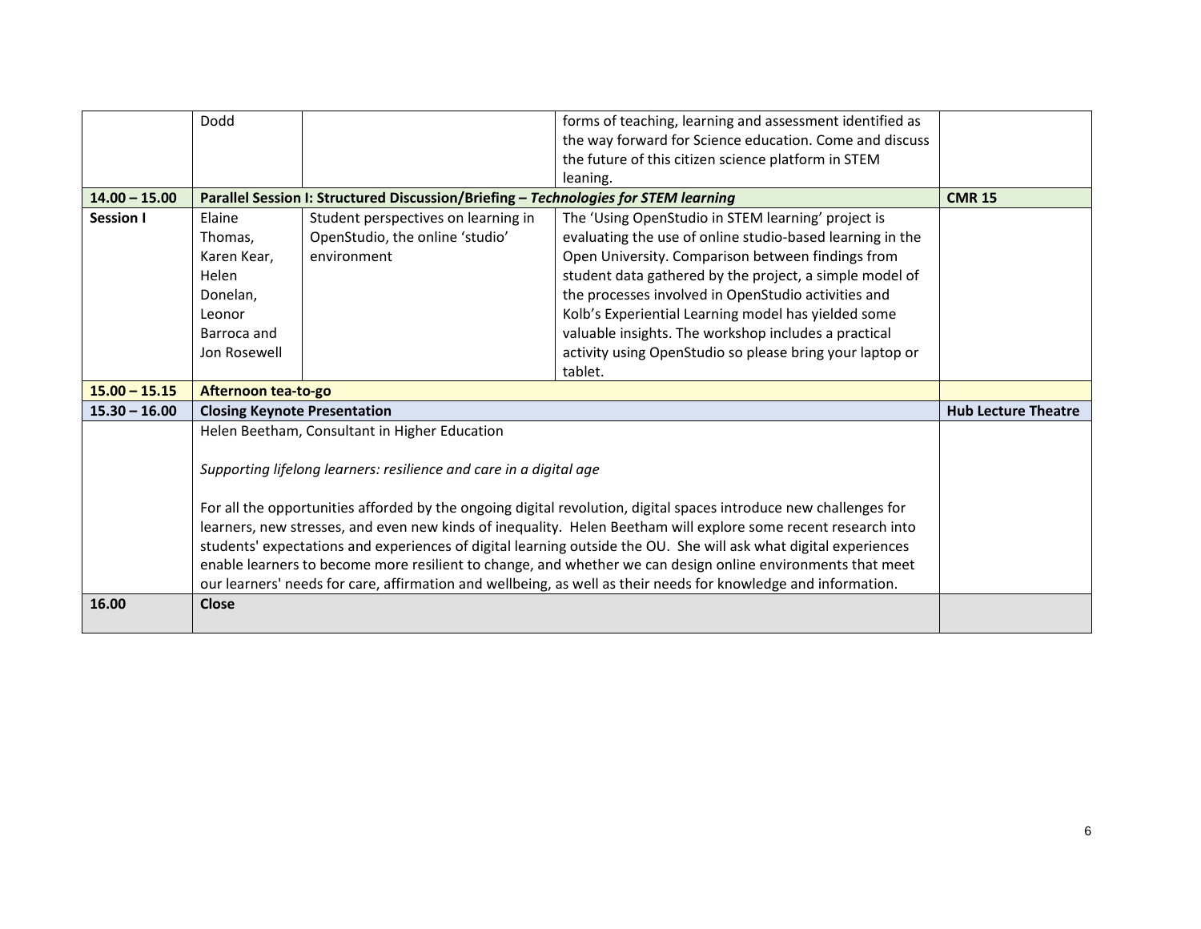| | | | | |
|---|---|---|---|---|
| | Dodd | | forms of teaching, learning and assessment identified as the way forward for Science education. Come and discuss the future of this citizen science platform in STEM leaning. | |
| **14.00 – 15.00** | **Parallel Session I: Structured Discussion/Briefing –** ***Technologies for STEM learning*** | | | **CMR 15** |
| **Session I** | Elaine Thomas, Karen Kear, Helen Donelan, Leonor Barroca and Jon Rosewell | Student perspectives on learning in OpenStudio, the online 'studio' environment | The 'Using OpenStudio in STEM learning' project is evaluating the use of online studio-based learning in the Open University. Comparison between findings from student data gathered by the project, a simple model of the processes involved in OpenStudio activities and Kolb's Experiential Learning model has yielded some valuable insights. The workshop includes a practical activity using OpenStudio so please bring your laptop or tablet. | |
| **15.00 – 15.15** | **Afternoon tea-to-go** | | | |
| **15.30 – 16.00** | **Closing Keynote Presentation** | | | **Hub Lecture Theatre** |
| | Helen Beetham, Consultant in Higher Education<br><br>*Supporting lifelong learners: resilience and care in a digital age*<br><br>For all the opportunities afforded by the ongoing digital revolution, digital spaces introduce new challenges for learners, new stresses, and even new kinds of inequality. Helen Beetham will explore some recent research into students' expectations and experiences of digital learning outside the OU. She will ask what digital experiences enable learners to become more resilient to change, and whether we can design online environments that meet our learners' needs for care, affirmation and wellbeing, as well as their needs for knowledge and information. | | | |
| **16.00** | **Close** | | | |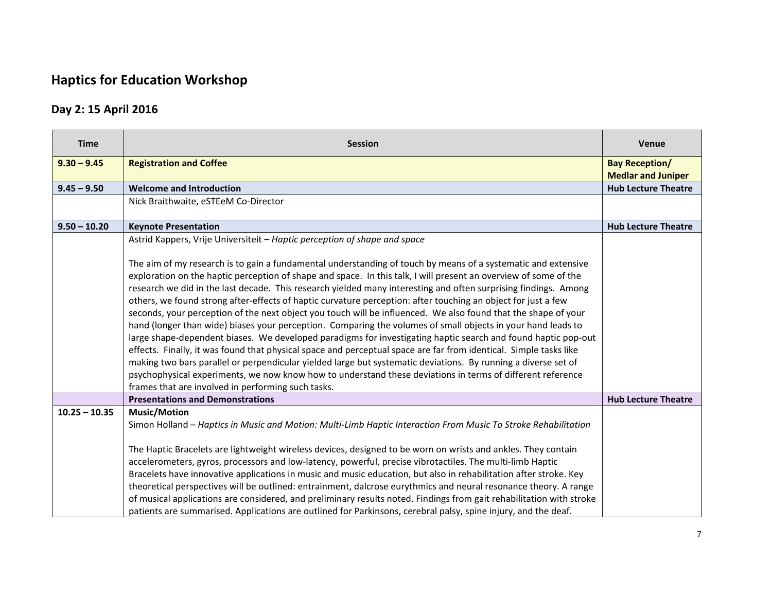# Haptics for Education Workshop

## Day 2: 15 April 2016

| Time | Session | Venue |
|---|---|---|
| **9.30 – 9.45** | **Registration and Coffee** | **Bay Reception/ Medlar and Juniper** |
| **9.45 – 9.50** | **Welcome and Introduction** | **Hub Lecture Theatre** |
| | Nick Braithwaite, eSTEeM Co-Director | |
| **9.50 – 10.20** | **Keynote Presentation** | **Hub Lecture Theatre** |
| | Astrid Kappers, Vrije Universiteit – *Haptic perception of shape and space*<br><br>The aim of my research is to gain a fundamental understanding of touch by means of a systematic and extensive exploration on the haptic perception of shape and space. In this talk, I will present an overview of some of the research we did in the last decade. This research yielded many interesting and often surprising findings. Among others, we found strong after-effects of haptic curvature perception: after touching an object for just a few seconds, your perception of the next object you touch will be influenced. We also found that the shape of your hand (longer than wide) biases your perception. Comparing the volumes of small objects in your hand leads to large shape-dependent biases. We developed paradigms for investigating haptic search and found haptic pop-out effects. Finally, it was found that physical space and perceptual space are far from identical. Simple tasks like making two bars parallel or perpendicular yielded large but systematic deviations. By running a diverse set of psychophysical experiments, we now know how to understand these deviations in terms of different reference frames that are involved in performing such tasks. | |
| | **Presentations and Demonstrations** | **Hub Lecture Theatre** |
| **10.25 – 10.35** | **Music/Motion**<br>Simon Holland – *Haptics in Music and Motion: Multi-Limb Haptic Interaction From Music To Stroke Rehabilitation*<br><br>The Haptic Bracelets are lightweight wireless devices, designed to be worn on wrists and ankles. They contain accelerometers, gyros, processors and low-latency, powerful, precise vibrotactiles. The multi-limb Haptic Bracelets have innovative applications in music and music education, but also in rehabilitation after stroke. Key theoretical perspectives will be outlined: entrainment, dalcrose eurythmics and neural resonance theory. A range of musical applications are considered, and preliminary results noted. Findings from gait rehabilitation with stroke patients are summarised. Applications are outlined for Parkinsons, cerebral palsy, spine injury, and the deaf. | |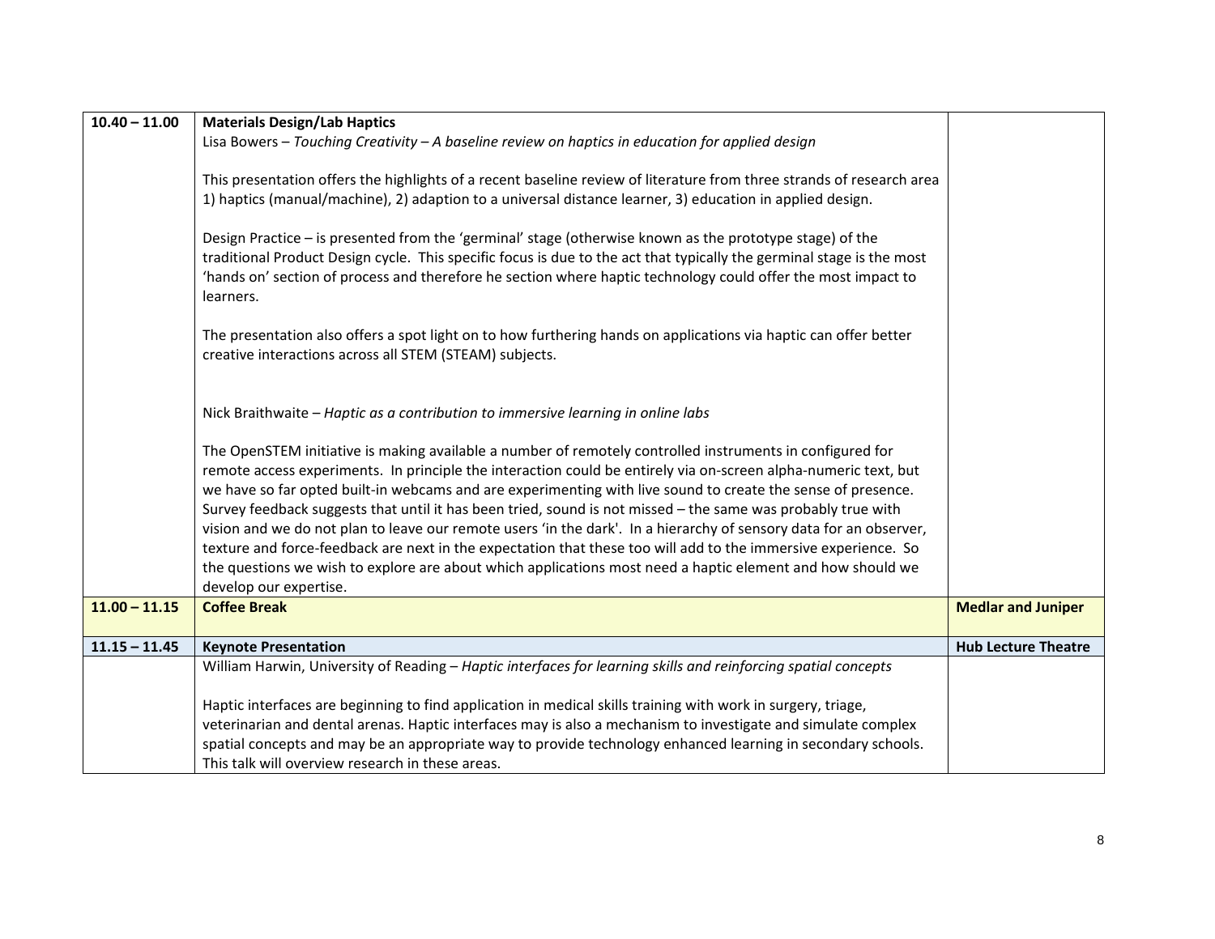| | | |
|---|---|---|
| **10.40 – 11.00** | **Materials Design/Lab Haptics**<br>Lisa Bowers – *Touching Creativity – A baseline review on haptics in education for applied design*<br><br>This presentation offers the highlights of a recent baseline review of literature from three strands of research area 1) haptics (manual/machine), 2) adaption to a universal distance learner, 3) education in applied design.<br><br>Design Practice – is presented from the 'germinal' stage (otherwise known as the prototype stage) of the traditional Product Design cycle. This specific focus is due to the act that typically the germinal stage is the most 'hands on' section of process and therefore he section where haptic technology could offer the most impact to learners.<br><br>The presentation also offers a spot light on to how furthering hands on applications via haptic can offer better creative interactions across all STEM (STEAM) subjects.<br><br>Nick Braithwaite – *Haptic as a contribution to immersive learning in online labs*<br><br>The OpenSTEM initiative is making available a number of remotely controlled instruments in configured for remote access experiments. In principle the interaction could be entirely via on-screen alpha-numeric text, but we have so far opted built-in webcams and are experimenting with live sound to create the sense of presence. Survey feedback suggests that until it has been tried, sound is not missed – the same was probably true with vision and we do not plan to leave our remote users 'in the dark'. In a hierarchy of sensory data for an observer, texture and force-feedback are next in the expectation that these too will add to the immersive experience. So the questions we wish to explore are about which applications most need a haptic element and how should we develop our expertise. | |
| **11.00 – 11.15** | **Coffee Break** | **Medlar and Juniper** |
| **11.15 – 11.45** | **Keynote Presentation** | **Hub Lecture Theatre** |
| | William Harwin, University of Reading – *Haptic interfaces for learning skills and reinforcing spatial concepts*<br><br>Haptic interfaces are beginning to find application in medical skills training with work in surgery, triage, veterinarian and dental arenas. Haptic interfaces may is also a mechanism to investigate and simulate complex spatial concepts and may be an appropriate way to provide technology enhanced learning in secondary schools. This talk will overview research in these areas. | |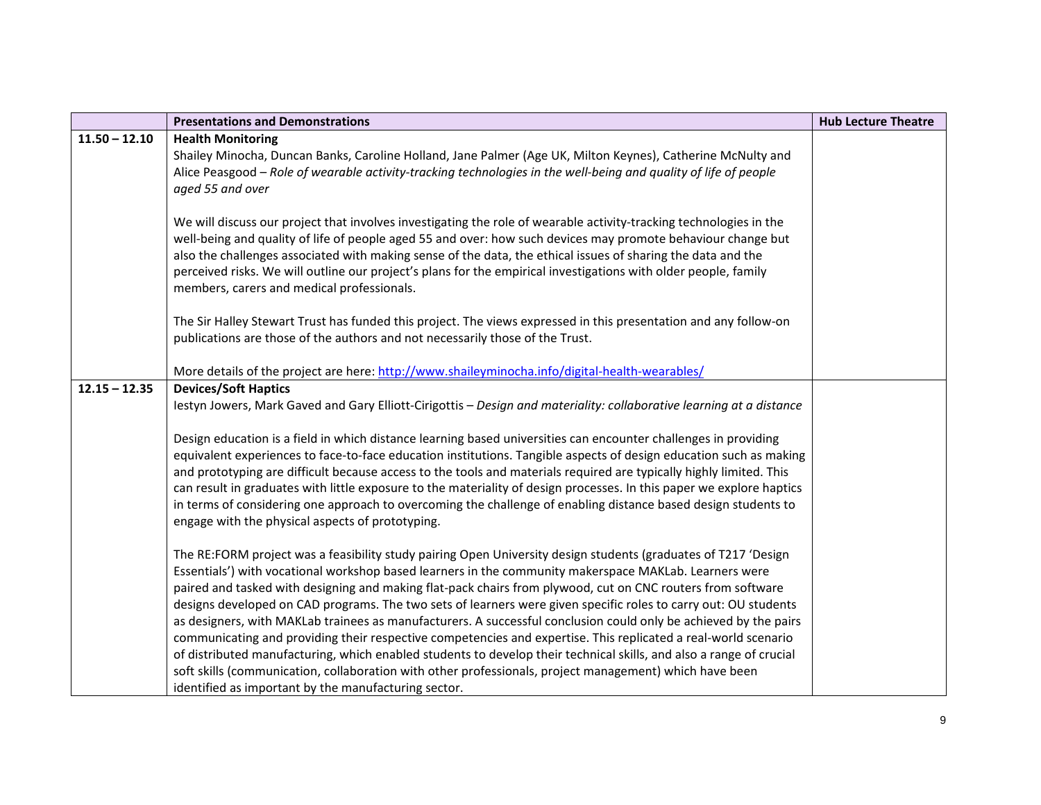| | Presentations and Demonstrations | Hub Lecture Theatre |
|---|---|---|
| 11.50 – 12.10 | **Health Monitoring**<br>Shailey Minocha, Duncan Banks, Caroline Holland, Jane Palmer (Age UK, Milton Keynes), Catherine McNulty and Alice Peasgood – *Role of wearable activity-tracking technologies in the well-being and quality of life of people aged 55 and over*<br><br>We will discuss our project that involves investigating the role of wearable activity-tracking technologies in the well-being and quality of life of people aged 55 and over: how such devices may promote behaviour change but also the challenges associated with making sense of the data, the ethical issues of sharing the data and the perceived risks. We will outline our project's plans for the empirical investigations with older people, family members, carers and medical professionals.<br><br>The Sir Halley Stewart Trust has funded this project. The views expressed in this presentation and any follow-on publications are those of the authors and not necessarily those of the Trust.<br><br>More details of the project are here: [http://www.shaileyminocha.info/digital-health-wearables/](http://www.shaileyminocha.info/digital-health-wearables/) | |
| 12.15 – 12.35 | **Devices/Soft Haptics**<br>Iestyn Jowers, Mark Gaved and Gary Elliott-Cirigottis – *Design and materiality: collaborative learning at a distance*<br><br>Design education is a field in which distance learning based universities can encounter challenges in providing equivalent experiences to face-to-face education institutions. Tangible aspects of design education such as making and prototyping are difficult because access to the tools and materials required are typically highly limited. This can result in graduates with little exposure to the materiality of design processes. In this paper we explore haptics in terms of considering one approach to overcoming the challenge of enabling distance based design students to engage with the physical aspects of prototyping.<br><br>The RE:FORM project was a feasibility study pairing Open University design students (graduates of T217 'Design Essentials') with vocational workshop based learners in the community makerspace MAKLab. Learners were paired and tasked with designing and making flat-pack chairs from plywood, cut on CNC routers from software designs developed on CAD programs. The two sets of learners were given specific roles to carry out: OU students as designers, with MAKLab trainees as manufacturers. A successful conclusion could only be achieved by the pairs communicating and providing their respective competencies and expertise. This replicated a real-world scenario of distributed manufacturing, which enabled students to develop their technical skills, and also a range of crucial soft skills (communication, collaboration with other professionals, project management) which have been identified as important by the manufacturing sector. | |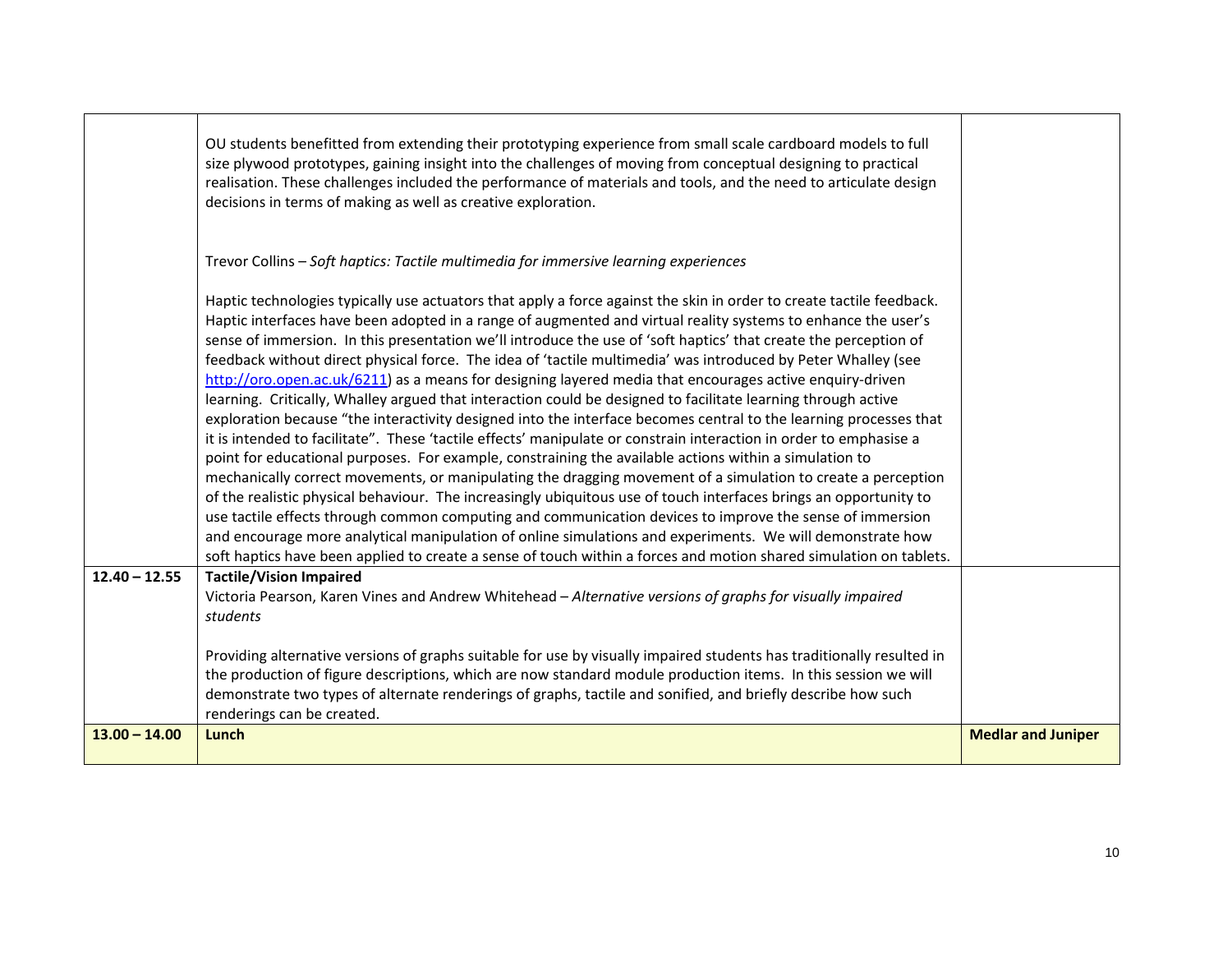| | | |
|---|---|---|
| | OU students benefitted from extending their prototyping experience from small scale cardboard models to full size plywood prototypes, gaining insight into the challenges of moving from conceptual designing to practical realisation. These challenges included the performance of materials and tools, and the need to articulate design decisions in terms of making as well as creative exploration.<br><br>Trevor Collins – *Soft haptics: Tactile multimedia for immersive learning experiences*<br><br>Haptic technologies typically use actuators that apply a force against the skin in order to create tactile feedback. Haptic interfaces have been adopted in a range of augmented and virtual reality systems to enhance the user's sense of immersion. In this presentation we'll introduce the use of 'soft haptics' that create the perception of feedback without direct physical force. The idea of 'tactile multimedia' was introduced by Peter Whalley (see [http://oro.open.ac.uk/6211](http://oro.open.ac.uk/6211)) as a means for designing layered media that encourages active enquiry-driven learning. Critically, Whalley argued that interaction could be designed to facilitate learning through active exploration because "the interactivity designed into the interface becomes central to the learning processes that it is intended to facilitate". These 'tactile effects' manipulate or constrain interaction in order to emphasise a point for educational purposes. For example, constraining the available actions within a simulation to mechanically correct movements, or manipulating the dragging movement of a simulation to create a perception of the realistic physical behaviour. The increasingly ubiquitous use of touch interfaces brings an opportunity to use tactile effects through common computing and communication devices to improve the sense of immersion and encourage more analytical manipulation of online simulations and experiments. We will demonstrate how soft haptics have been applied to create a sense of touch within a forces and motion shared simulation on tablets. | |
| **12.40 – 12.55** | **Tactile/Vision Impaired**<br>Victoria Pearson, Karen Vines and Andrew Whitehead – *Alternative versions of graphs for visually impaired students*<br><br>Providing alternative versions of graphs suitable for use by visually impaired students has traditionally resulted in the production of figure descriptions, which are now standard module production items. In this session we will demonstrate two types of alternate renderings of graphs, tactile and sonified, and briefly describe how such renderings can be created. | |
| **13.00 – 14.00** | **Lunch** | **Medlar and Juniper** |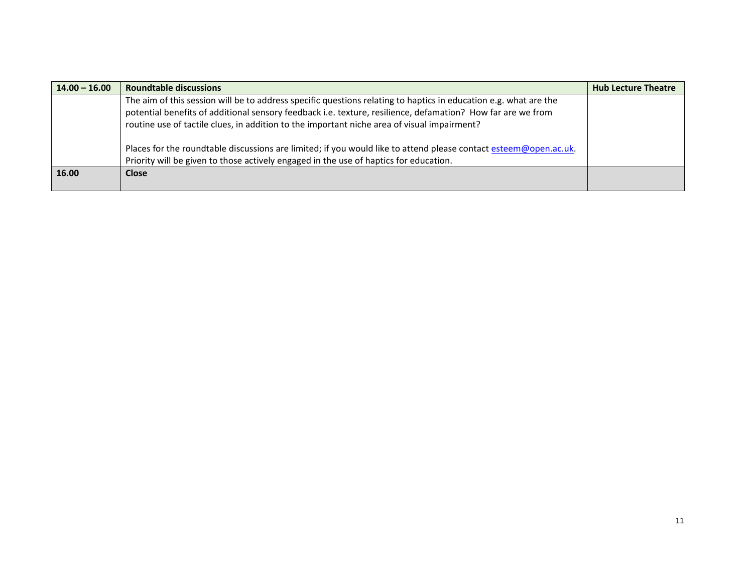| | | |
|---|---|---|
| **14.00 – 16.00** | **Roundtable discussions** | **Hub Lecture Theatre** |
| | The aim of this session will be to address specific questions relating to haptics in education e.g. what are the potential benefits of additional sensory feedback i.e. texture, resilience, defamation? How far are we from routine use of tactile clues, in addition to the important niche area of visual impairment?<br><br>Places for the roundtable discussions are limited; if you would like to attend please contact esteem@open.ac.uk. Priority will be given to those actively engaged in the use of haptics for education. | |
| **16.00** | **Close** | |